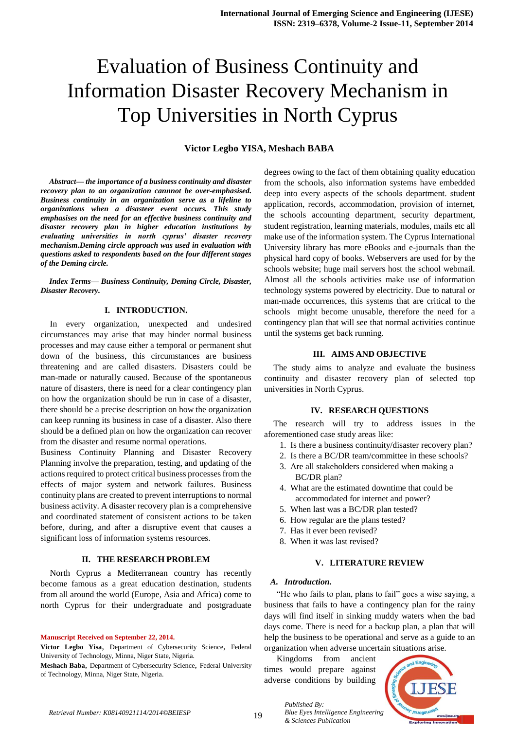# Evaluation of Business Continuity and Information Disaster Recovery Mechanism in Top Universities in North Cyprus

**Victor Legbo YISA, Meshach BABA**

***Abstract— the importance of a business continuity and disaster recovery plan to an organization cannnot be over-emphasised. Business continuity in an organization serve as a lifeline to organizations when a disasteer event occurs. This study emphasises on the need for an effective business continuity and disaster recovery plan in higher education institutions by evaluating universities in north cyprus' disaster recovery mechanism.Deming circle approach was used in evaluation with questions asked to respondents based on the four different stages of the Deming circle.***

***Index Terms— Business Continuity, Deming Circle, Disaster, Disaster Recovery.***

## I. INTRODUCTION.

In every organization, unexpected and undesired circumstances may arise that may hinder normal business processes and may cause either a temporal or permanent shut down of the business, this circumstances are business threatening and are called disasters. Disasters could be man-made or naturally caused. Because of the spontaneous nature of disasters, there is need for a clear contingency plan on how the organization should be run in case of a disaster, there should be a precise description on how the organization can keep running its business in case of a disaster. Also there should be a defined plan on how the organization can recover from the disaster and resume normal operations.

Business Continuity Planning and Disaster Recovery Planning involve the preparation, testing, and updating of the actions required to protect critical business processes from the effects of major system and network failures. Business continuity plans are created to prevent interruptions to normal business activity. A disaster recovery plan is a comprehensive and coordinated statement of consistent actions to be taken before, during, and after a disruptive event that causes a significant loss of information systems resources.

## II. THE RESEARCH PROBLEM

North Cyprus a Mediterranean country has recently become famous as a great education destination, students from all around the world (Europe, Asia and Africa) come to north Cyprus for their undergraduate and postgraduate degrees owing to the fact of them obtaining quality education from the schools, also information systems have embedded deep into every aspects of the schools department. student application, records, accommodation, provision of internet, the schools accounting department, security department, student registration, learning materials, modules, mails etc all make use of the information system. The Cyprus International University library has more eBooks and e-journals than the physical hard copy of books. Webservers are used for by the schools website; huge mail servers host the school webmail. Almost all the schools activities make use of information technology systems powered by electricity. Due to natural or man-made occurrences, this systems that are critical to the schools might become unusable, therefore the need for a contingency plan that will see that normal activities continue until the systems get back running.

## III. AIMS AND OBJECTIVE

The study aims to analyze and evaluate the business continuity and disaster recovery plan of selected top universities in North Cyprus.

## IV. RESEARCH QUESTIONS

The research will try to address issues in the aforementioned case study areas like:

1. Is there a business continuity/disaster recovery plan?
2. Is there a BC/DR team/committee in these schools?
3. Are all stakeholders considered when making a BC/DR plan?
4. What are the estimated downtime that could be accommodated for internet and power?
5. When last was a BC/DR plan tested?
6. How regular are the plans tested?
7. Has it ever been revised?
8. When it was last revised?

## V. LITERATURE REVIEW

### *A. Introduction.*

"He who fails to plan, plans to fail" goes a wise saying, a business that fails to have a contingency plan for the rainy days will find itself in sinking muddy waters when the bad days come. There is need for a backup plan, a plan that will help the business to be operational and serve as a guide to an organization when adverse uncertain situations arise.

Kingdoms from ancient times would prepare against adverse conditions by building

**Manuscript Received on September 22, 2014.**

**Victor Legbo Yisa**, Department of Cybersecurity Science, Federal University of Technology, Minna, Niger State, Nigeria.

**Meshach Baba**, Department of Cybersecurity Science, Federal University of Technology, Minna, Niger State, Nigeria.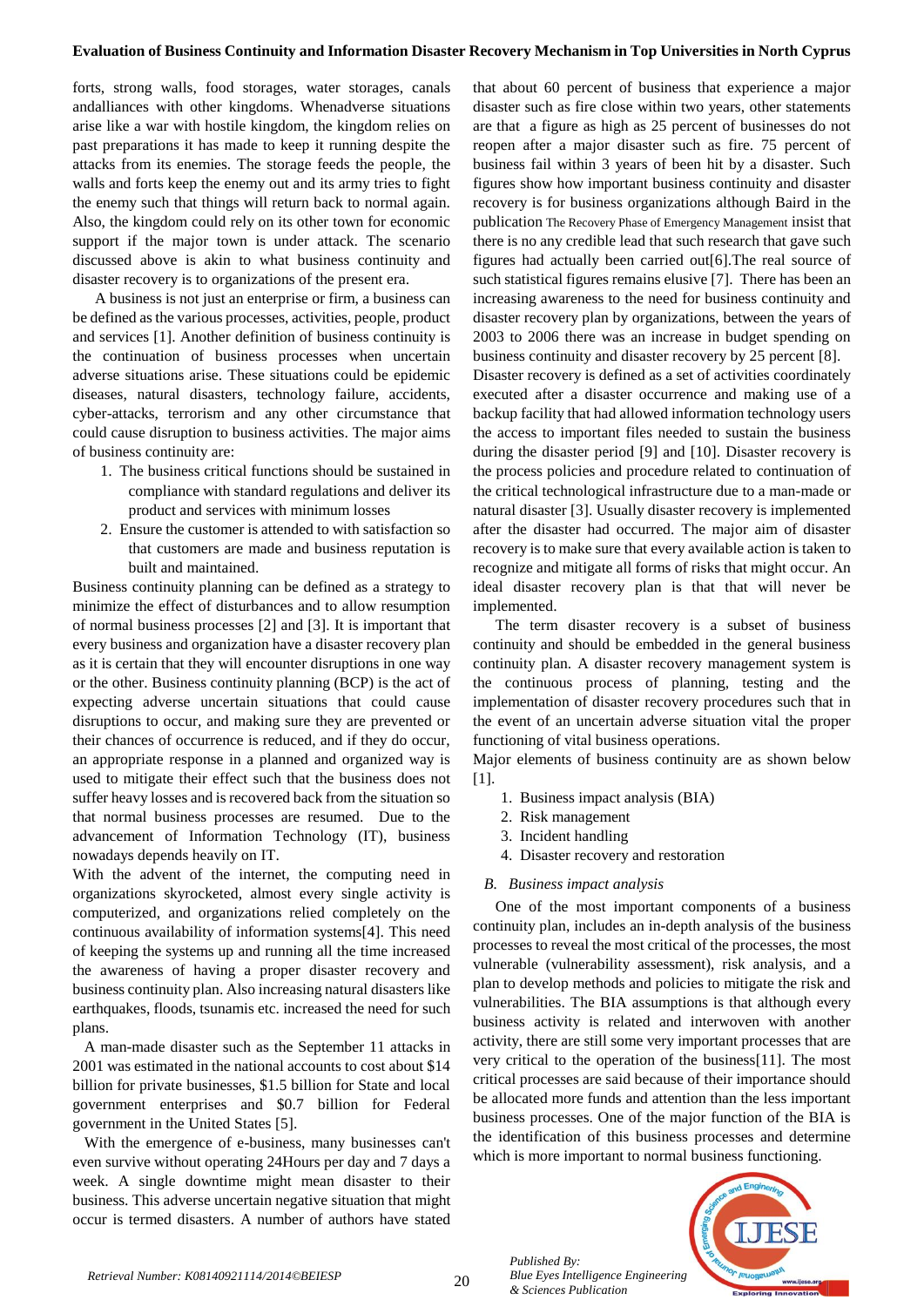forts, strong walls, food storages, water storages, canals andalliances with other kingdoms. Whenadverse situations arise like a war with hostile kingdom, the kingdom relies on past preparations it has made to keep it running despite the attacks from its enemies. The storage feeds the people, the walls and forts keep the enemy out and its army tries to fight the enemy such that things will return back to normal again. Also, the kingdom could rely on its other town for economic support if the major town is under attack. The scenario discussed above is akin to what business continuity and disaster recovery is to organizations of the present era.

A business is not just an enterprise or firm, a business can be defined as the various processes, activities, people, product and services [1]. Another definition of business continuity is the continuation of business processes when uncertain adverse situations arise. These situations could be epidemic diseases, natural disasters, technology failure, accidents, cyber-attacks, terrorism and any other circumstance that could cause disruption to business activities. The major aims of business continuity are:

1. The business critical functions should be sustained in compliance with standard regulations and deliver its product and services with minimum losses
2. Ensure the customer is attended to with satisfaction so that customers are made and business reputation is built and maintained.

Business continuity planning can be defined as a strategy to minimize the effect of disturbances and to allow resumption of normal business processes [2] and [3]. It is important that every business and organization have a disaster recovery plan as it is certain that they will encounter disruptions in one way or the other. Business continuity planning (BCP) is the act of expecting adverse uncertain situations that could cause disruptions to occur, and making sure they are prevented or their chances of occurrence is reduced, and if they do occur, an appropriate response in a planned and organized way is used to mitigate their effect such that the business does not suffer heavy losses and is recovered back from the situation so that normal business processes are resumed. Due to the advancement of Information Technology (IT), business nowadays depends heavily on IT.

With the advent of the internet, the computing need in organizations skyrocketed, almost every single activity is computerized, and organizations relied completely on the continuous availability of information systems[4]. This need of keeping the systems up and running all the time increased the awareness of having a proper disaster recovery and business continuity plan. Also increasing natural disasters like earthquakes, floods, tsunamis etc. increased the need for such plans.

A man-made disaster such as the September 11 attacks in 2001 was estimated in the national accounts to cost about $14 billion for private businesses, $1.5 billion for State and local government enterprises and $0.7 billion for Federal government in the United States [5].

With the emergence of e-business, many businesses can't even survive without operating 24Hours per day and 7 days a week. A single downtime might mean disaster to their business. This adverse uncertain negative situation that might occur is termed disasters. A number of authors have stated that about 60 percent of business that experience a major disaster such as fire close within two years, other statements are that a figure as high as 25 percent of businesses do not reopen after a major disaster such as fire. 75 percent of business fail within 3 years of been hit by a disaster. Such figures show how important business continuity and disaster recovery is for business organizations although Baird in the publication The Recovery Phase of Emergency Management insist that there is no any credible lead that such research that gave such figures had actually been carried out[6].The real source of such statistical figures remains elusive [7]. There has been an increasing awareness to the need for business continuity and disaster recovery plan by organizations, between the years of 2003 to 2006 there was an increase in budget spending on business continuity and disaster recovery by 25 percent [8].

Disaster recovery is defined as a set of activities coordinately executed after a disaster occurrence and making use of a backup facility that had allowed information technology users the access to important files needed to sustain the business during the disaster period [9] and [10]. Disaster recovery is the process policies and procedure related to continuation of the critical technological infrastructure due to a man-made or natural disaster [3]. Usually disaster recovery is implemented after the disaster had occurred. The major aim of disaster recovery is to make sure that every available action is taken to recognize and mitigate all forms of risks that might occur. An ideal disaster recovery plan is that that will never be implemented.

The term disaster recovery is a subset of business continuity and should be embedded in the general business continuity plan. A disaster recovery management system is the continuous process of planning, testing and the implementation of disaster recovery procedures such that in the event of an uncertain adverse situation vital the proper functioning of vital business operations.

Major elements of business continuity are as shown below [1].

1. Business impact analysis (BIA)
2. Risk management
3. Incident handling
4. Disaster recovery and restoration

### *B. Business impact analysis*

One of the most important components of a business continuity plan, includes an in-depth analysis of the business processes to reveal the most critical of the processes, the most vulnerable (vulnerability assessment), risk analysis, and a plan to develop methods and policies to mitigate the risk and vulnerabilities. The BIA assumptions is that although every business activity is related and interwoven with another activity, there are still some very important processes that are very critical to the operation of the business[11]. The most critical processes are said because of their importance should be allocated more funds and attention than the less important business processes. One of the major function of the BIA is the identification of this business processes and determine which is more important to normal business functioning.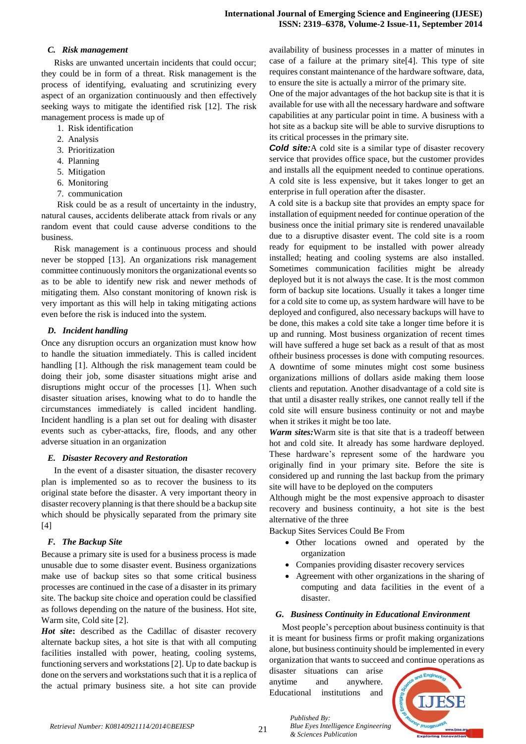### C. Risk management

Risks are unwanted uncertain incidents that could occur; they could be in form of a threat. Risk management is the process of identifying, evaluating and scrutinizing every aspect of an organization continuously and then effectively seeking ways to mitigate the identified risk [12]. The risk management process is made up of

1. Risk identification
2. Analysis
3. Prioritization
4. Planning
5. Mitigation
6. Monitoring
7. communication

Risk could be as a result of uncertainty in the industry, natural causes, accidents deliberate attack from rivals or any random event that could cause adverse conditions to the business.

Risk management is a continuous process and should never be stopped [13]. An organizations risk management committee continuously monitors the organizational events so as to be able to identify new risk and newer methods of mitigating them. Also constant monitoring of known risk is very important as this will help in taking mitigating actions even before the risk is induced into the system.

### D. Incident handling

Once any disruption occurs an organization must know how to handle the situation immediately. This is called incident handling [1]. Although the risk management team could be doing their job, some disaster situations might arise and disruptions might occur of the processes [1]. When such disaster situation arises, knowing what to do to handle the circumstances immediately is called incident handling. Incident handling is a plan set out for dealing with disaster events such as cyber-attacks, fire, floods, and any other adverse situation in an organization

### E. Disaster Recovery and Restoration

In the event of a disaster situation, the disaster recovery plan is implemented so as to recover the business to its original state before the disaster. A very important theory in disaster recovery planning is that there should be a backup site which should be physically separated from the primary site [4]

### F. The Backup Site

Because a primary site is used for a business process is made unusable due to some disaster event. Business organizations make use of backup sites so that some critical business processes are continued in the case of a disaster in its primary site. The backup site choice and operation could be classified as follows depending on the nature of the business. Hot site, Warm site, Cold site [2].

***Hot site*:** described as the Cadillac of disaster recovery alternate backup sites, a hot site is that with all computing facilities installed with power, heating, cooling systems, functioning servers and workstations [2]. Up to date backup is done on the servers and workstations such that it is a replica of the actual primary business site. a hot site can provide availability of business processes in a matter of minutes in case of a failure at the primary site[4]. This type of site requires constant maintenance of the hardware software, data, to ensure the site is actually a mirror of the primary site.

One of the major advantages of the hot backup site is that it is available for use with all the necessary hardware and software capabilities at any particular point in time. A business with a hot site as a backup site will be able to survive disruptions to its critical processes in the primary site.

***Cold site:*** A cold site is a similar type of disaster recovery service that provides office space, but the customer provides and installs all the equipment needed to continue operations. A cold site is less expensive, but it takes longer to get an enterprise in full operation after the disaster.

A cold site is a backup site that provides an empty space for installation of equipment needed for continue operation of the business once the initial primary site is rendered unavailable due to a disruptive disaster event. The cold site is a room ready for equipment to be installed with power already installed; heating and cooling systems are also installed. Sometimes communication facilities might be already deployed but it is not always the case. It is the most common form of backup site locations. Usually it takes a longer time for a cold site to come up, as system hardware will have to be deployed and configured, also necessary backups will have to be done, this makes a cold site take a longer time before it is up and running. Most business organization of recent times will have suffered a huge set back as a result of that as most oftheir business processes is done with computing resources. A downtime of some minutes might cost some business organizations millions of dollars aside making them loose clients and reputation. Another disadvantage of a cold site is that until a disaster really strikes, one cannot really tell if the cold site will ensure business continuity or not and maybe when it strikes it might be too late.

***Warm sites:*** Warm site is that site that is a tradeoff between hot and cold site. It already has some hardware deployed. These hardware's represent some of the hardware you originally find in your primary site. Before the site is considered up and running the last backup from the primary site will have to be deployed on the computers

Although might be the most expensive approach to disaster recovery and business continuity, a hot site is the best alternative of the three

Backup Sites Services Could Be From

- Other locations owned and operated by the organization
- Companies providing disaster recovery services
- Agreement with other organizations in the sharing of computing and data facilities in the event of a disaster.

### G. Business Continuity in Educational Environment

Most people's perception about business continuity is that it is meant for business firms or profit making organizations alone, but business continuity should be implemented in every organization that wants to succeed and continue operations as disaster situations can arise anytime and anywhere. Educational institutions and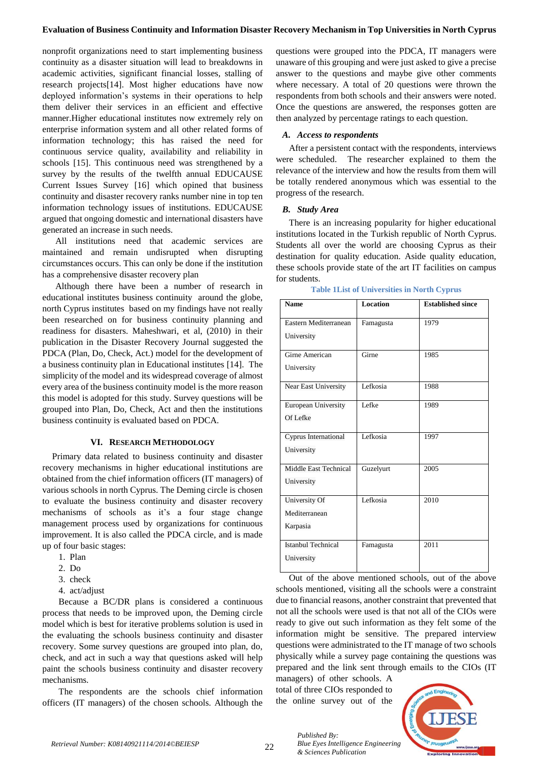nonprofit organizations need to start implementing business continuity as a disaster situation will lead to breakdowns in academic activities, significant financial losses, stalling of research projects[14]. Most higher educations have now deployed information's systems in their operations to help them deliver their services in an efficient and effective manner.Higher educational institutes now extremely rely on enterprise information system and all other related forms of information technology; this has raised the need for continuous service quality, availability and reliability in schools [15]. This continuous need was strengthened by a survey by the results of the twelfth annual EDUCAUSE Current Issues Survey [16] which opined that business continuity and disaster recovery ranks number nine in top ten information technology issues of institutions. EDUCAUSE argued that ongoing domestic and international disasters have generated an increase in such needs.

All institutions need that academic services are maintained and remain undisrupted when disrupting circumstances occurs. This can only be done if the institution has a comprehensive disaster recovery plan

Although there have been a number of research in educational institutes business continuity around the globe, north Cyprus institutes based on my findings have not really been researched on for business continuity planning and readiness for disasters. Maheshwari, et al, (2010) in their publication in the Disaster Recovery Journal suggested the PDCA (Plan, Do, Check, Act.) model for the development of a business continuity plan in Educational institutes [14]. The simplicity of the model and its widespread coverage of almost every area of the business continuity model is the more reason this model is adopted for this study. Survey questions will be grouped into Plan, Do, Check, Act and then the institutions business continuity is evaluated based on PDCA.

## VI. Research Methodology

Primary data related to business continuity and disaster recovery mechanisms in higher educational institutions are obtained from the chief information officers (IT managers) of various schools in north Cyprus. The Deming circle is chosen to evaluate the business continuity and disaster recovery mechanisms of schools as it's a four stage change management process used by organizations for continuous improvement. It is also called the PDCA circle, and is made up of four basic stages:

1. Plan
2. Do
3. check
4. act/adjust

Because a BC/DR plans is considered a continuous process that needs to be improved upon, the Deming circle model which is best for iterative problems solution is used in the evaluating the schools business continuity and disaster recovery. Some survey questions are grouped into plan, do, check, and act in such a way that questions asked will help paint the schools business continuity and disaster recovery mechanisms.

The respondents are the schools chief information officers (IT managers) of the chosen schools. Although the questions were grouped into the PDCA, IT managers were unaware of this grouping and were just asked to give a precise answer to the questions and maybe give other comments where necessary. A total of 20 questions were thrown the respondents from both schools and their answers were noted. Once the questions are answered, the responses gotten are then analyzed by percentage ratings to each question.

### *A. Access to respondents*

After a persistent contact with the respondents, interviews were scheduled. The researcher explained to them the relevance of the interview and how the results from them will be totally rendered anonymous which was essential to the progress of the research.

### *B. Study Area*

There is an increasing popularity for higher educational institutions located in the Turkish republic of North Cyprus. Students all over the world are choosing Cyprus as their destination for quality education. Aside quality education, these schools provide state of the art IT facilities on campus for students.

Table 1List of Universities in North Cyprus

| Name | Location | Established since |
|---|---|---|
| Eastern Mediterranean University | Famagusta | 1979 |
| Girne American University | Girne | 1985 |
| Near East University | Lefkosia | 1988 |
| European University Of Lefke | Lefke | 1989 |
| Cyprus International University | Lefkosia | 1997 |
| Middle East Technical University | Guzelyurt | 2005 |
| University Of Mediterranean Karpasia | Lefkosia | 2010 |
| Istanbul Technical University | Famagusta | 2011 |

Out of the above mentioned schools, out of the above schools mentioned, visiting all the schools were a constraint due to financial reasons, another constraint that prevented that not all the schools were used is that not all of the CIOs were ready to give out such information as they felt some of the information might be sensitive. The prepared interview questions were administrated to the IT manage of two schools physically while a survey page containing the questions was prepared and the link sent through emails to the CIOs (IT managers) of other schools. A total of three CIOs responded to the online survey out of the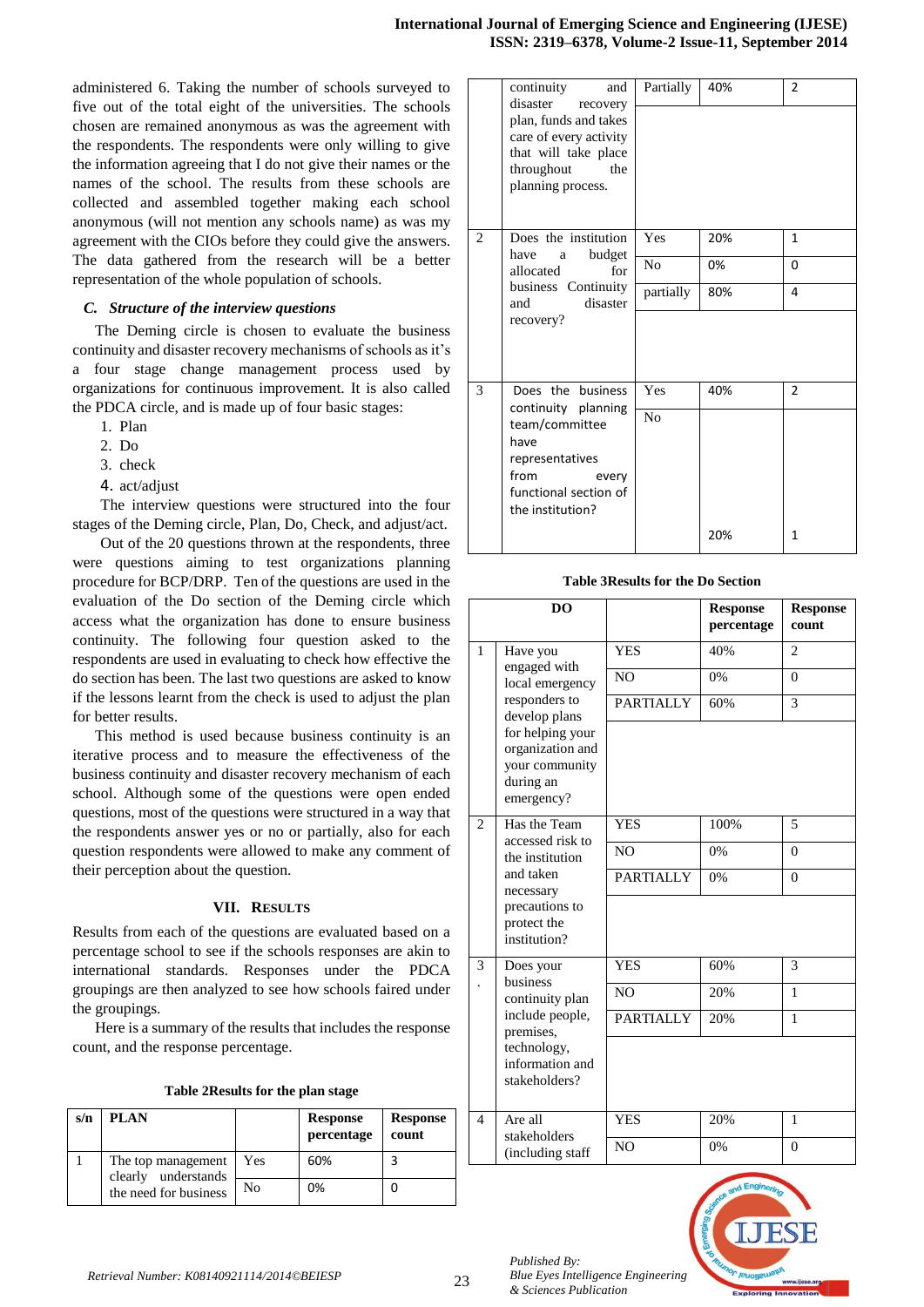administered 6. Taking the number of schools surveyed to five out of the total eight of the universities. The schools chosen are remained anonymous as was the agreement with the respondents. The respondents were only willing to give the information agreeing that I do not give their names or the names of the school. The results from these schools are collected and assembled together making each school anonymous (will not mention any schools name) as was my agreement with the CIOs before they could give the answers. The data gathered from the research will be a better representation of the whole population of schools.

### *C. Structure of the interview questions*

The Deming circle is chosen to evaluate the business continuity and disaster recovery mechanisms of schools as it's a four stage change management process used by organizations for continuous improvement. It is also called the PDCA circle, and is made up of four basic stages:

1. Plan
2. Do
3. check
4. act/adjust

The interview questions were structured into the four stages of the Deming circle, Plan, Do, Check, and adjust/act.

Out of the 20 questions thrown at the respondents, three were questions aiming to test organizations planning procedure for BCP/DRP. Ten of the questions are used in the evaluation of the Do section of the Deming circle which access what the organization has done to ensure business continuity. The following four question asked to the respondents are used in evaluating to check how effective the do section has been. The last two questions are asked to know if the lessons learnt from the check is used to adjust the plan for better results.

This method is used because business continuity is an iterative process and to measure the effectiveness of the business continuity and disaster recovery mechanism of each school. Although some of the questions were open ended questions, most of the questions were structured in a way that the respondents answer yes or no or partially, also for each question respondents were allowed to make any comment of their perception about the question.

## VII. Results

Results from each of the questions are evaluated based on a percentage school to see if the schools responses are akin to international standards. Responses under the PDCA groupings are then analyzed to see how schools faired under the groupings.

Here is a summary of the results that includes the response count, and the response percentage.

**Table 2Results for the plan stage**

| s/n | PLAN | | Response percentage | Response count |
|---|---|---|---|---|
| 1 | The top management clearly understands the need for business continuity and disaster recovery plan, funds and takes care of every activity that will take place throughout the planning process. | Yes | 60% | 3 |
| | | No | 0% | 0 |
| | | Partially | 40% | 2 |
| 2 | Does the institution have a budget allocated for business Continuity and disaster recovery? | Yes | 20% | 1 |
| | | No | 0% | 0 |
| | | partially | 80% | 4 |
| 3 | Does the business continuity planning team/committee have representatives from every functional section of the institution? | Yes | 40% | 2 |
| | | No | | |
| | | | 20% | 1 |

**Table 3Results for the Do Section**

| | DO | | Response percentage | Response count |
|---|---|---|---|---|
| 1 | Have you engaged with local emergency responders to develop plans for helping your organization and your community during an emergency? | YES | 40% | 2 |
| | | NO | 0% | 0 |
| | | PARTIALLY | 60% | 3 |
| 2 | Has the Team accessed risk to the institution and taken necessary precautions to protect the institution? | YES | 100% | 5 |
| | | NO | 0% | 0 |
| | | PARTIALLY | 0% | 0 |
| 3. | Does your business continuity plan include people, premises, technology, information and stakeholders? | YES | 60% | 3 |
| | | NO | 20% | 1 |
| | | PARTIALLY | 20% | 1 |
| 4 | Are all stakeholders (including staff | YES | 20% | 1 |
| | | NO | 0% | 0 |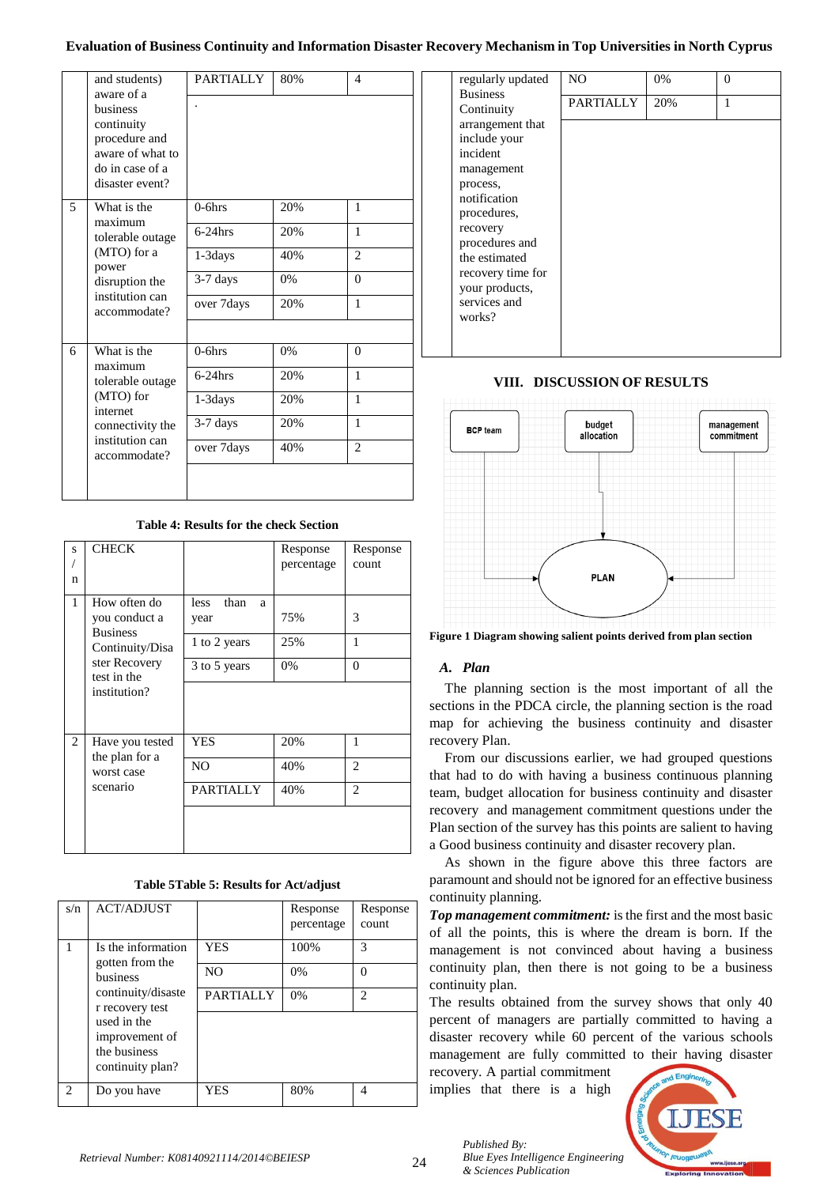| | and students) aware of a business continuity procedure and aware of what to do in case of a disaster event? | PARTIALLY | 80% | 4 |
|---|---|---|---|---|
| | | . | | |
| 5 | What is the maximum tolerable outage (MTO) for a power disruption the institution can accommodate? | 0-6hrs | 20% | 1 |
| | | 6-24hrs | 20% | 1 |
| | | 1-3days | 40% | 2 |
| | | 3-7 days | 0% | 0 |
| | | over 7days | 20% | 1 |
| 6 | What is the maximum tolerable outage (MTO) for internet connectivity the institution can accommodate? | 0-6hrs | 0% | 0 |
| | | 6-24hrs | 20% | 1 |
| | | 1-3days | 20% | 1 |
| | | 3-7 days | 20% | 1 |
| | | over 7days | 40% | 2 |

**Table 4: Results for the check Section**

| s/n | CHECK | | Response percentage | Response count |
|---|---|---|---|---|
| 1 | How often do you conduct a Business Continuity/Disaster Recovery test in the institution? | less than a year | 75% | 3 |
| | | 1 to 2 years | 25% | 1 |
| | | 3 to 5 years | 0% | 0 |
| 2 | Have you tested the plan for a worst case scenario | YES | 20% | 1 |
| | | NO | 40% | 2 |
| | | PARTIALLY | 40% | 2 |

**Table 5Table 5: Results for Act/adjust**

| s/n | ACT/ADJUST | | Response percentage | Response count |
|---|---|---|---|---|
| 1 | Is the information gotten from the business continuity/disaster recovery test used in the improvement of the business continuity plan? | YES | 100% | 3 |
| | | NO | 0% | 0 |
| | | PARTIALLY | 0% | 2 |
| 2 | Do you have regularly updated Business Continuity arrangement that include your incident management process, notification procedures, recovery procedures and the estimated recovery time for your products, services and works? | YES | 80% | 4 |
| | | NO | 0% | 0 |
| | | PARTIALLY | 20% | 1 |

## VIII. DISCUSSION OF RESULTS

Figure 1 Diagram showing salient points derived from plan section

### A. Plan

The planning section is the most important of all the sections in the PDCA circle, the planning section is the road map for achieving the business continuity and disaster recovery Plan.

From our discussions earlier, we had grouped questions that had to do with having a business continuous planning team, budget allocation for business continuity and disaster recovery and management commitment questions under the Plan section of the survey has this points are salient to having a Good business continuity and disaster recovery plan.

As shown in the figure above this three factors are paramount and should not be ignored for an effective business continuity planning.

***Top management commitment:*** is the first and the most basic of all the points, this is where the dream is born. If the management is not convinced about having a business continuity plan, then there is not going to be a business continuity plan.

The results obtained from the survey shows that only 40 percent of managers are partially committed to having a disaster recovery while 60 percent of the various schools management are fully committed to their having disaster recovery. A partial commitment implies that there is a high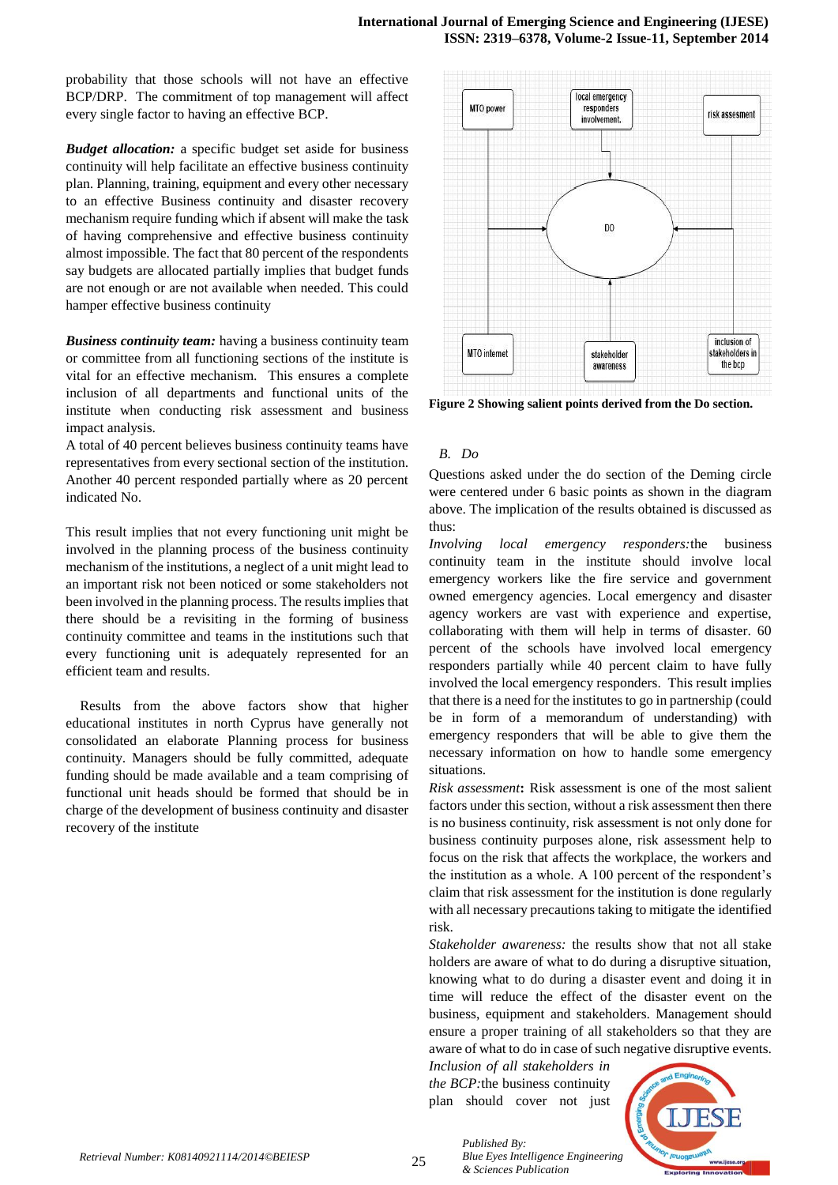probability that those schools will not have an effective BCP/DRP. The commitment of top management will affect every single factor to having an effective BCP.

***Budget allocation:*** a specific budget set aside for business continuity will help facilitate an effective business continuity plan. Planning, training, equipment and every other necessary to an effective Business continuity and disaster recovery mechanism require funding which if absent will make the task of having comprehensive and effective business continuity almost impossible. The fact that 80 percent of the respondents say budgets are allocated partially implies that budget funds are not enough or are not available when needed. This could hamper effective business continuity

***Business continuity team:*** having a business continuity team or committee from all functioning sections of the institute is vital for an effective mechanism. This ensures a complete inclusion of all departments and functional units of the institute when conducting risk assessment and business impact analysis.

A total of 40 percent believes business continuity teams have representatives from every sectional section of the institution. Another 40 percent responded partially where as 20 percent indicated No.

This result implies that not every functioning unit might be involved in the planning process of the business continuity mechanism of the institutions, a neglect of a unit might lead to an important risk not been noticed or some stakeholders not been involved in the planning process. The results implies that there should be a revisiting in the forming of business continuity committee and teams in the institutions such that every functioning unit is adequately represented for an efficient team and results.

Results from the above factors show that higher educational institutes in north Cyprus have generally not consolidated an elaborate Planning process for business continuity. Managers should be fully committed, adequate funding should be made available and a team comprising of functional unit heads should be formed that should be in charge of the development of business continuity and disaster recovery of the institute

MTO power | local emergency responders involvement. | risk assesment | DO | MTO internet | stakeholder awareness | inclusion of stakeholders in the bcp

**Figure 2 Showing salient points derived from the Do section.**

*B. Do*

Questions asked under the do section of the Deming circle were centered under 6 basic points as shown in the diagram above. The implication of the results obtained is discussed as thus:

*Involving local emergency responders:*the business continuity team in the institute should involve local emergency workers like the fire service and government owned emergency agencies. Local emergency and disaster agency workers are vast with experience and expertise, collaborating with them will help in terms of disaster. 60 percent of the schools have involved local emergency responders partially while 40 percent claim to have fully involved the local emergency responders. This result implies that there is a need for the institutes to go in partnership (could be in form of a memorandum of understanding) with emergency responders that will be able to give them the necessary information on how to handle some emergency situations.

*Risk assessment***:** Risk assessment is one of the most salient factors under this section, without a risk assessment then there is no business continuity, risk assessment is not only done for business continuity purposes alone, risk assessment help to focus on the risk that affects the workplace, the workers and the institution as a whole. A 100 percent of the respondent's claim that risk assessment for the institution is done regularly with all necessary precautions taking to mitigate the identified risk.

*Stakeholder awareness:* the results show that not all stake holders are aware of what to do during a disruptive situation, knowing what to do during a disaster event and doing it in time will reduce the effect of the disaster event on the business, equipment and stakeholders. Management should ensure a proper training of all stakeholders so that they are aware of what to do in case of such negative disruptive events.

*Inclusion of all stakeholders in the BCP:*the business continuity plan should cover not just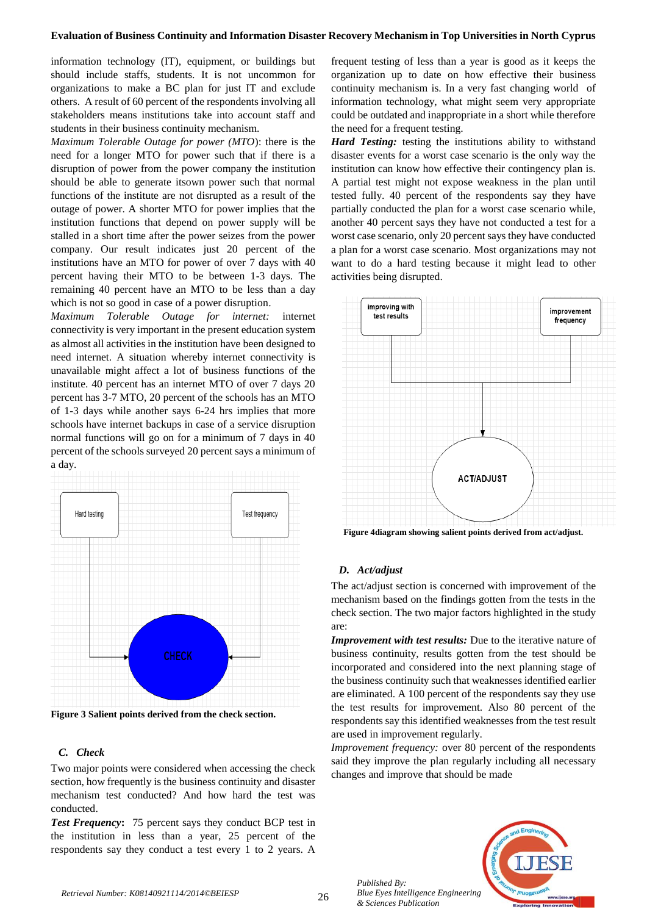information technology (IT), equipment, or buildings but should include staffs, students. It is not uncommon for organizations to make a BC plan for just IT and exclude others. A result of 60 percent of the respondents involving all stakeholders means institutions take into account staff and students in their business continuity mechanism.

*Maximum Tolerable Outage for power (MTO)*: there is the need for a longer MTO for power such that if there is a disruption of power from the power company the institution should be able to generate itsown power such that normal functions of the institute are not disrupted as a result of the outage of power. A shorter MTO for power implies that the institution functions that depend on power supply will be stalled in a short time after the power seizes from the power company. Our result indicates just 20 percent of the institutions have an MTO for power of over 7 days with 40 percent having their MTO to be between 1-3 days. The remaining 40 percent have an MTO to be less than a day which is not so good in case of a power disruption.

*Maximum Tolerable Outage for internet:* internet connectivity is very important in the present education system as almost all activities in the institution have been designed to need internet. A situation whereby internet connectivity is unavailable might affect a lot of business functions of the institute. 40 percent has an internet MTO of over 7 days 20 percent has 3-7 MTO, 20 percent of the schools has an MTO of 1-3 days while another says 6-24 hrs implies that more schools have internet backups in case of a service disruption normal functions will go on for a minimum of 7 days in 40 percent of the schools surveyed 20 percent says a minimum of a day.

**Figure 3 Salient points derived from the check section.**

### *C. Check*

Two major points were considered when accessing the check section, how frequently is the business continuity and disaster mechanism test conducted? And how hard the test was conducted.

***Test Frequency*:** 75 percent says they conduct BCP test in the institution in less than a year, 25 percent of the respondents say they conduct a test every 1 to 2 years. A frequent testing of less than a year is good as it keeps the organization up to date on how effective their business continuity mechanism is. In a very fast changing world of information technology, what might seem very appropriate could be outdated and inappropriate in a short while therefore the need for a frequent testing.

***Hard Testing:*** testing the institutions ability to withstand disaster events for a worst case scenario is the only way the institution can know how effective their contingency plan is. A partial test might not expose weakness in the plan until tested fully. 40 percent of the respondents say they have partially conducted the plan for a worst case scenario while, another 40 percent says they have not conducted a test for a worst case scenario, only 20 percent says they have conducted a plan for a worst case scenario. Most organizations may not want to do a hard testing because it might lead to other activities being disrupted.

**Figure 4diagram showing salient points derived from act/adjust.**

### *D. Act/adjust*

The act/adjust section is concerned with improvement of the mechanism based on the findings gotten from the tests in the check section. The two major factors highlighted in the study are:

***Improvement with test results:*** Due to the iterative nature of business continuity, results gotten from the test should be incorporated and considered into the next planning stage of the business continuity such that weaknesses identified earlier are eliminated. A 100 percent of the respondents say they use the test results for improvement. Also 80 percent of the respondents say this identified weaknesses from the test result are used in improvement regularly.

*Improvement frequency:* over 80 percent of the respondents said they improve the plan regularly including all necessary changes and improve that should be made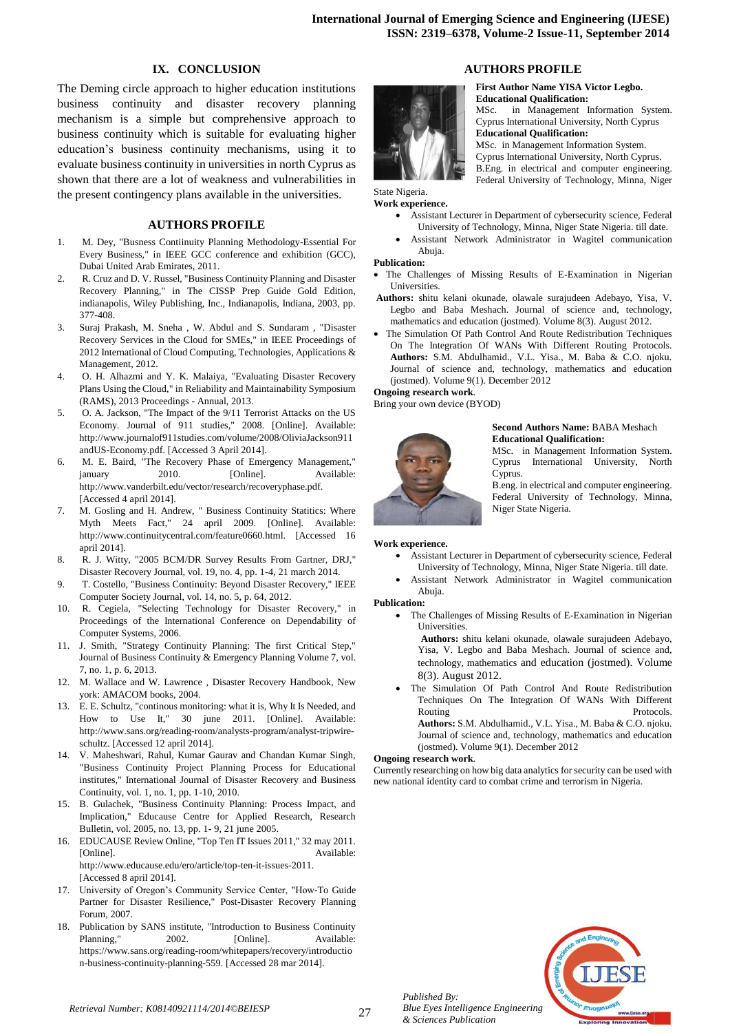## IX. CONCLUSION

The Deming circle approach to higher education institutions business continuity and disaster recovery planning mechanism is a simple but comprehensive approach to business continuity which is suitable for evaluating higher education's business continuity mechanisms, using it to evaluate business continuity in universities in north Cyprus as shown that there are a lot of weakness and vulnerabilities in the present contingency plans available in the universities.

## AUTHORS PROFILE

1. M. Dey, "Busness Contiinuity Planning Methodology-Essential For Every Business," in IEEE GCC conference and exhibition (GCC), Dubai United Arab Emirates, 2011.
2. R. Cruz and D. V. Russel, "Business Continuity Planning and Disaster Recovery Planning," in The CISSP Prep Guide Gold Edition, indianapolis, Wiley Publishing, Inc., Indianapolis, Indiana, 2003, pp. 377-408.
3. Suraj Prakash, M. Sneha , W. Abdul and S. Sundaram , "Disaster Recovery Services in the Cloud for SMEs," in IEEE Proceedings of 2012 International of Cloud Computing, Technologies, Applications & Management, 2012.
4. O. H. Alhazmi and Y. K. Malaiya, "Evaluating Disaster Recovery Plans Using the Cloud," in Reliability and Maintainability Symposium (RAMS), 2013 Proceedings - Annual, 2013.
5. O. A. Jackson, "The Impact of the 9/11 Terrorist Attacks on the US Economy. Journal of 911 studies," 2008. [Online]. Available: http://www.journalof911studies.com/volume/2008/OliviaJackson911andUS-Economy.pdf. [Accessed 3 April 2014].
6. M. E. Baird, "The Recovery Phase of Emergency Management," january 2010. [Online]. Available: http://www.vanderbilt.edu/vector/research/recoveryphase.pdf. [Accessed 4 april 2014].
7. M. Gosling and H. Andrew, " Business Continuity Statitics: Where Myth Meets Fact," 24 april 2009. [Online]. Available: http://www.continuitycentral.com/feature0660.html. [Accessed 16 april 2014].
8. R. J. Witty, "2005 BCM/DR Survey Results From Gartner, DRJ," Disaster Recovery Journal, vol. 19, no. 4, pp. 1-4, 21 march 2014.
9. T. Costello, "Business Continuity: Beyond Disaster Recovery," IEEE Computer Society Journal, vol. 14, no. 5, p. 64, 2012.
10. R. Cegiela, "Selecting Technology for Disaster Recovery," in Proceedings of the International Conference on Dependability of Computer Systems, 2006.
11. J. Smith, "Strategy Continuity Planning: The first Critical Step," Journal of Business Continuity & Emergency Planning Volume 7, vol. 7, no. 1, p. 6, 2013.
12. M. Wallace and W. Lawrence , Disaster Recovery Handbook, New york: AMACOM books, 2004.
13. E. E. Schultz, "continous monitoring: what it is, Why It Is Needed, and How to Use It," 30 june 2011. [Online]. Available: http://www.sans.org/reading-room/analysts-program/analyst-tripwire-schultz. [Accessed 12 april 2014].
14. V. Maheshwari, Rahul, Kumar Gaurav and Chandan Kumar Singh, "Business Continuity Project Planning Process for Educational institutes," International Journal of Disaster Recovery and Business Continuity, vol. 1, no. 1, pp. 1-10, 2010.
15. B. Gulachek, "Business Continuity Planning: Process Impact, and Implication," Educause Centre for Applied Research, Research Bulletin, vol. 2005, no. 13, pp. 1- 9, 21 june 2005.
16. EDUCAUSE Review Online, "Top Ten IT Issues 2011," 32 may 2011. [Online]. Available: http://www.educause.edu/ero/article/top-ten-it-issues-2011. [Accessed 8 april 2014].
17. University of Oregon's Community Service Center, "How-To Guide Partner for Disaster Resilience," Post-Disaster Recovery Planning Forum, 2007.
18. Publication by SANS institute, "Introduction to Business Continuity Planning," 2002. [Online]. Available: https://www.sans.org/reading-room/whitepapers/recovery/introduction-business-continuity-planning-559. [Accessed 28 mar 2014].

## AUTHORS PROFILE

**First Author Name YISA Victor Legbo.**
**Educational Qualification:**
MSc. in Management Information System. Cyprus International University, North Cyprus
**Educational Qualification:**
MSc. in Management Information System. Cyprus International University, North Cyprus.
B.Eng. in electrical and computer engineering. Federal University of Technology, Minna, Niger State Nigeria.

**Work experience.**

- Assistant Lecturer in Department of cybersecurity science, Federal University of Technology, Minna, Niger State Nigeria. till date.
- Assistant Network Administrator in Wagitel communication Abuja.

**Publication:**

- The Challenges of Missing Results of E-Examination in Nigerian Universities.

**Authors:** shitu kelani okunade, olawale surajudeen Adebayo, Yisa, V. Legbo and Baba Meshach. Journal of science and, technology, mathematics and education (jostmed). Volume 8(3). August 2012.

- The Simulation Of Path Control And Route Redistribution Techniques On The Integration Of WANs With Different Routing Protocols. **Authors:** S.M. Abdulhamid., V.L. Yisa., M. Baba & C.O. njoku. Journal of science and, technology, mathematics and education (jostmed). Volume 9(1). December 2012

**Ongoing research work**.
Bring your own device (BYOD)

**Second Authors Name:** BABA Meshach
**Educational Qualification:**
MSc. in Management Information System. Cyprus International University, North Cyprus.
B.eng. in electrical and computer engineering. Federal University of Technology, Minna, Niger State Nigeria.

**Work experience.**

- Assistant Lecturer in Department of cybersecurity science, Federal University of Technology, Minna, Niger State Nigeria. till date.
- Assistant Network Administrator in Wagitel communication Abuja.

**Publication:**

- The Challenges of Missing Results of E-Examination in Nigerian Universities.
  **Authors:** shitu kelani okunade, olawale surajudeen Adebayo, Yisa, V. Legbo and Baba Meshach. Journal of science and, technology, mathematics and education (jostmed). Volume 8(3). August 2012.
- The Simulation Of Path Control And Route Redistribution Techniques On The Integration Of WANs With Different Routing Protocols.
  **Authors:** S.M. Abdulhamid., V.L. Yisa., M. Baba & C.O. njoku. Journal of science and, technology, mathematics and education (jostmed). Volume 9(1). December 2012

**Ongoing research work**.
Currently researching on how big data analytics for security can be used with new national identity card to combat crime and terrorism in Nigeria.